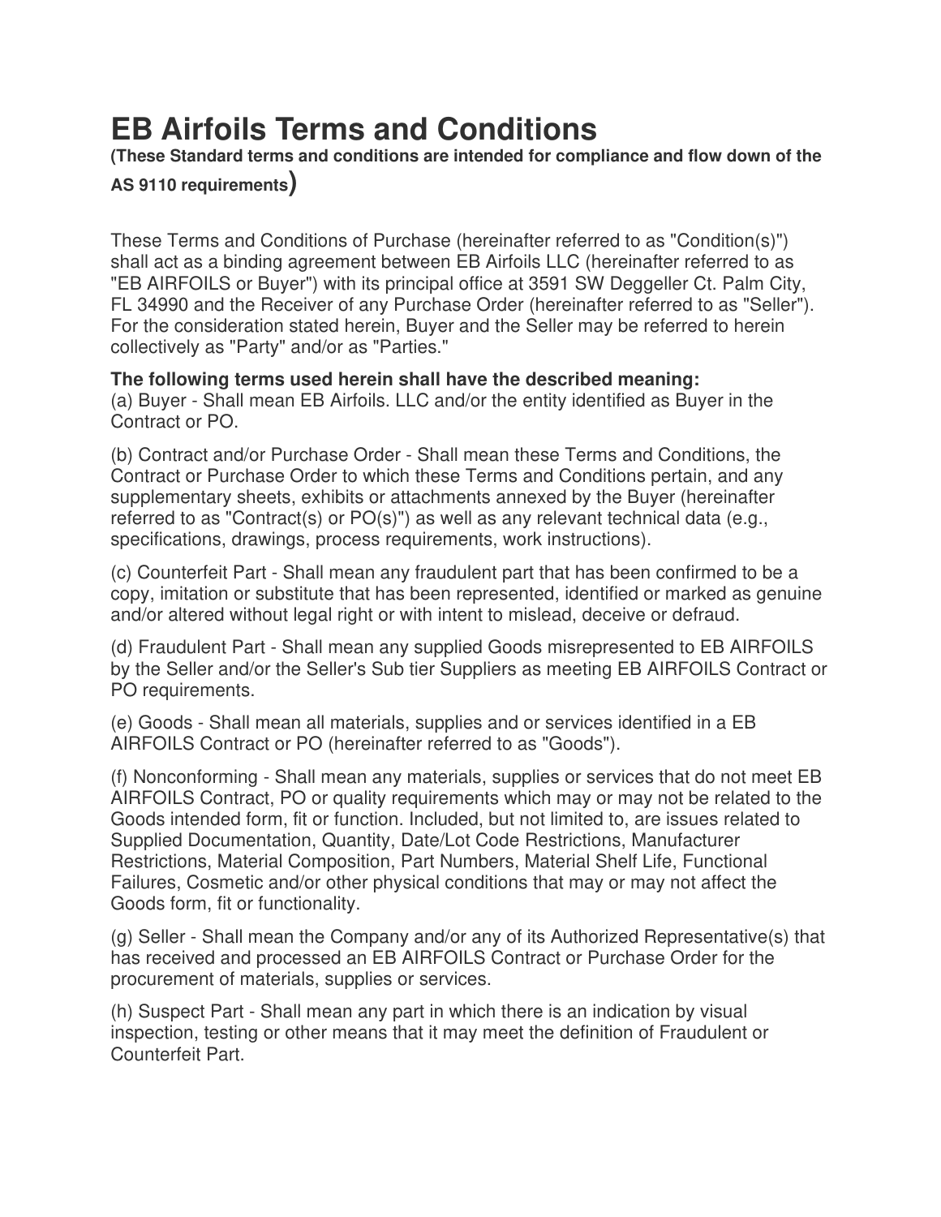# EB Airfoils Terms and Conditions

**(These Standard terms and conditions are intended for compliance and flow down of the AS 9110 requirements)**

These Terms and Conditions of Purchase (hereinafter referred to as "Condition(s)") shall act as a binding agreement between EB Airfoils LLC (hereinafter referred to as "EB AIRFOILS or Buyer") with its principal office at 3591 SW Deggeller Ct. Palm City, FL 34990 and the Receiver of any Purchase Order (hereinafter referred to as "Seller"). For the consideration stated herein, Buyer and the Seller may be referred to herein collectively as "Party" and/or as "Parties."

**The following terms used herein shall have the described meaning:**

(a) Buyer - Shall mean EB Airfoils. LLC and/or the entity identified as Buyer in the Contract or PO.

(b) Contract and/or Purchase Order - Shall mean these Terms and Conditions, the Contract or Purchase Order to which these Terms and Conditions pertain, and any supplementary sheets, exhibits or attachments annexed by the Buyer (hereinafter referred to as "Contract(s) or PO(s)") as well as any relevant technical data (e.g., specifications, drawings, process requirements, work instructions).

(c) Counterfeit Part - Shall mean any fraudulent part that has been confirmed to be a copy, imitation or substitute that has been represented, identified or marked as genuine and/or altered without legal right or with intent to mislead, deceive or defraud.

(d) Fraudulent Part - Shall mean any supplied Goods misrepresented to EB AIRFOILS by the Seller and/or the Seller's Sub tier Suppliers as meeting EB AIRFOILS Contract or PO requirements.

(e) Goods - Shall mean all materials, supplies and or services identified in a EB AIRFOILS Contract or PO (hereinafter referred to as "Goods").

(f) Nonconforming - Shall mean any materials, supplies or services that do not meet EB AIRFOILS Contract, PO or quality requirements which may or may not be related to the Goods intended form, fit or function. Included, but not limited to, are issues related to Supplied Documentation, Quantity, Date/Lot Code Restrictions, Manufacturer Restrictions, Material Composition, Part Numbers, Material Shelf Life, Functional Failures, Cosmetic and/or other physical conditions that may or may not affect the Goods form, fit or functionality.

(g) Seller - Shall mean the Company and/or any of its Authorized Representative(s) that has received and processed an EB AIRFOILS Contract or Purchase Order for the procurement of materials, supplies or services.

(h) Suspect Part - Shall mean any part in which there is an indication by visual inspection, testing or other means that it may meet the definition of Fraudulent or Counterfeit Part.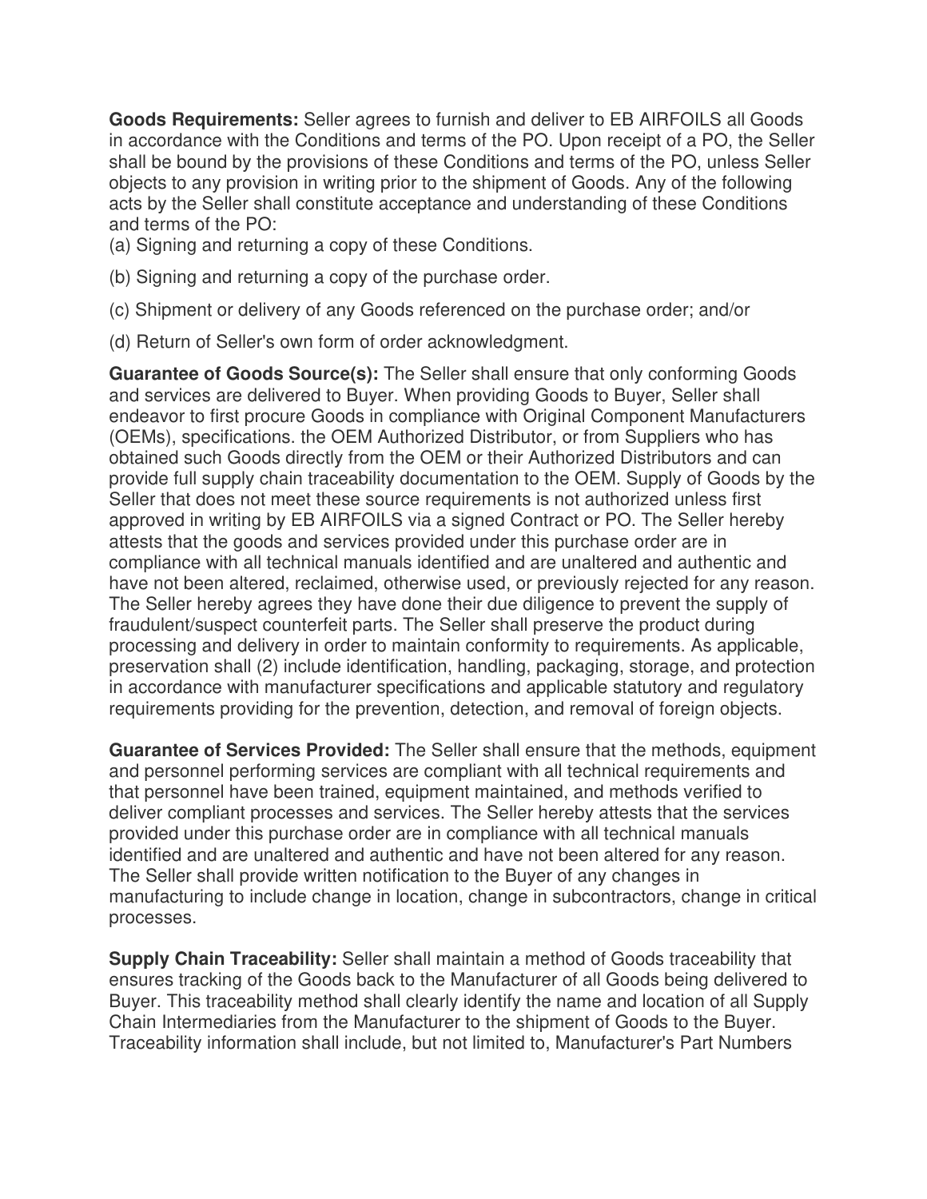**Goods Requirements:** Seller agrees to furnish and deliver to EB AIRFOILS all Goods in accordance with the Conditions and terms of the PO. Upon receipt of a PO, the Seller shall be bound by the provisions of these Conditions and terms of the PO, unless Seller objects to any provision in writing prior to the shipment of Goods. Any of the following acts by the Seller shall constitute acceptance and understanding of these Conditions and terms of the PO:

(a) Signing and returning a copy of these Conditions.

(b) Signing and returning a copy of the purchase order.

(c) Shipment or delivery of any Goods referenced on the purchase order; and/or

(d) Return of Seller's own form of order acknowledgment.

**Guarantee of Goods Source(s):** The Seller shall ensure that only conforming Goods and services are delivered to Buyer. When providing Goods to Buyer, Seller shall endeavor to first procure Goods in compliance with Original Component Manufacturers (OEMs), specifications. the OEM Authorized Distributor, or from Suppliers who has obtained such Goods directly from the OEM or their Authorized Distributors and can provide full supply chain traceability documentation to the OEM. Supply of Goods by the Seller that does not meet these source requirements is not authorized unless first approved in writing by EB AIRFOILS via a signed Contract or PO. The Seller hereby attests that the goods and services provided under this purchase order are in compliance with all technical manuals identified and are unaltered and authentic and have not been altered, reclaimed, otherwise used, or previously rejected for any reason. The Seller hereby agrees they have done their due diligence to prevent the supply of fraudulent/suspect counterfeit parts. The Seller shall preserve the product during processing and delivery in order to maintain conformity to requirements. As applicable, preservation shall (2) include identification, handling, packaging, storage, and protection in accordance with manufacturer specifications and applicable statutory and regulatory requirements providing for the prevention, detection, and removal of foreign objects.

**Guarantee of Services Provided:** The Seller shall ensure that the methods, equipment and personnel performing services are compliant with all technical requirements and that personnel have been trained, equipment maintained, and methods verified to deliver compliant processes and services. The Seller hereby attests that the services provided under this purchase order are in compliance with all technical manuals identified and are unaltered and authentic and have not been altered for any reason. The Seller shall provide written notification to the Buyer of any changes in manufacturing to include change in location, change in subcontractors, change in critical processes.

**Supply Chain Traceability:** Seller shall maintain a method of Goods traceability that ensures tracking of the Goods back to the Manufacturer of all Goods being delivered to Buyer. This traceability method shall clearly identify the name and location of all Supply Chain Intermediaries from the Manufacturer to the shipment of Goods to the Buyer. Traceability information shall include, but not limited to, Manufacturer's Part Numbers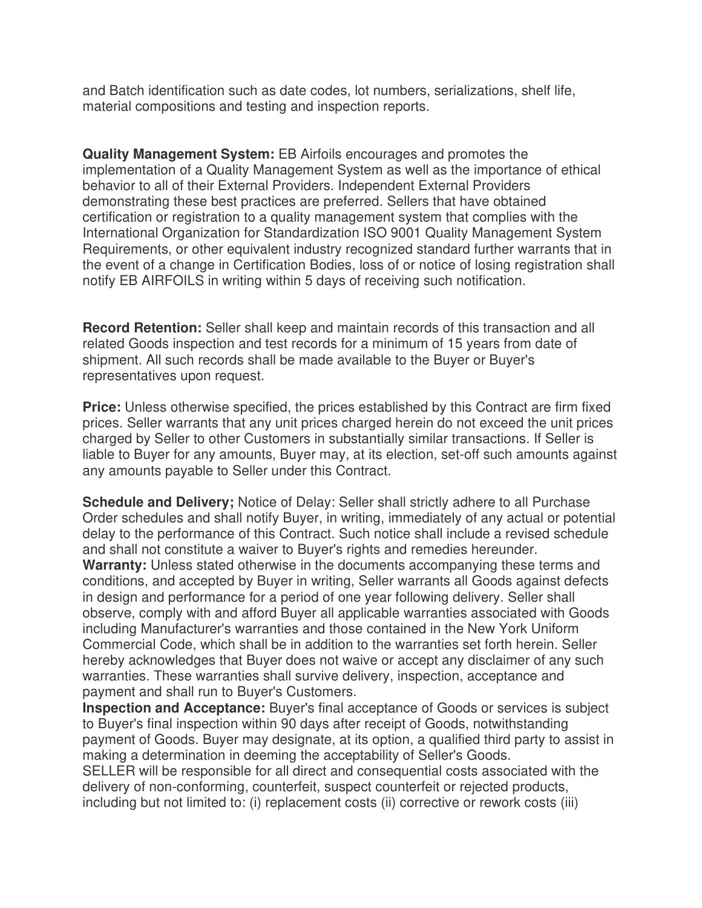and Batch identification such as date codes, lot numbers, serializations, shelf life, material compositions and testing and inspection reports.

**Quality Management System:** EB Airfoils encourages and promotes the implementation of a Quality Management System as well as the importance of ethical behavior to all of their External Providers. Independent External Providers demonstrating these best practices are preferred. Sellers that have obtained certification or registration to a quality management system that complies with the International Organization for Standardization ISO 9001 Quality Management System Requirements, or other equivalent industry recognized standard further warrants that in the event of a change in Certification Bodies, loss of or notice of losing registration shall notify EB AIRFOILS in writing within 5 days of receiving such notification.

**Record Retention:** Seller shall keep and maintain records of this transaction and all related Goods inspection and test records for a minimum of 15 years from date of shipment. All such records shall be made available to the Buyer or Buyer's representatives upon request.

**Price:** Unless otherwise specified, the prices established by this Contract are firm fixed prices. Seller warrants that any unit prices charged herein do not exceed the unit prices charged by Seller to other Customers in substantially similar transactions. If Seller is liable to Buyer for any amounts, Buyer may, at its election, set-off such amounts against any amounts payable to Seller under this Contract.

**Schedule and Delivery;** Notice of Delay: Seller shall strictly adhere to all Purchase Order schedules and shall notify Buyer, in writing, immediately of any actual or potential delay to the performance of this Contract. Such notice shall include a revised schedule and shall not constitute a waiver to Buyer's rights and remedies hereunder.

**Warranty:** Unless stated otherwise in the documents accompanying these terms and conditions, and accepted by Buyer in writing, Seller warrants all Goods against defects in design and performance for a period of one year following delivery. Seller shall observe, comply with and afford Buyer all applicable warranties associated with Goods including Manufacturer's warranties and those contained in the New York Uniform Commercial Code, which shall be in addition to the warranties set forth herein. Seller hereby acknowledges that Buyer does not waive or accept any disclaimer of any such warranties. These warranties shall survive delivery, inspection, acceptance and payment and shall run to Buyer's Customers.

**Inspection and Acceptance:** Buyer's final acceptance of Goods or services is subject to Buyer's final inspection within 90 days after receipt of Goods, notwithstanding payment of Goods. Buyer may designate, at its option, a qualified third party to assist in making a determination in deeming the acceptability of Seller's Goods.

SELLER will be responsible for all direct and consequential costs associated with the delivery of non-conforming, counterfeit, suspect counterfeit or rejected products, including but not limited to: (i) replacement costs (ii) corrective or rework costs (iii)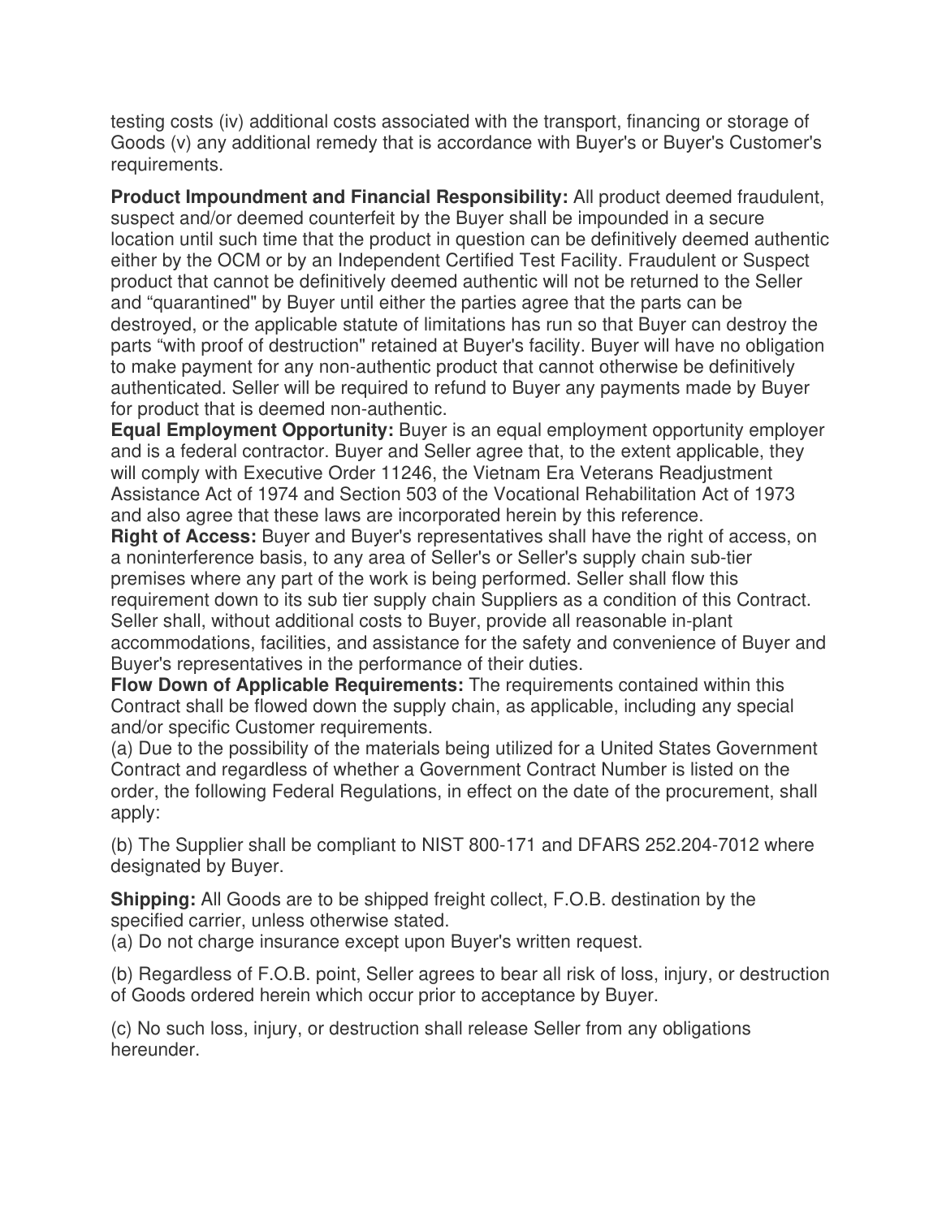testing costs (iv) additional costs associated with the transport, financing or storage of Goods (v) any additional remedy that is accordance with Buyer's or Buyer's Customer's requirements.

**Product Impoundment and Financial Responsibility:** All product deemed fraudulent, suspect and/or deemed counterfeit by the Buyer shall be impounded in a secure location until such time that the product in question can be definitively deemed authentic either by the OCM or by an Independent Certified Test Facility. Fraudulent or Suspect product that cannot be definitively deemed authentic will not be returned to the Seller and "quarantined" by Buyer until either the parties agree that the parts can be destroyed, or the applicable statute of limitations has run so that Buyer can destroy the parts "with proof of destruction" retained at Buyer's facility. Buyer will have no obligation to make payment for any non-authentic product that cannot otherwise be definitively authenticated. Seller will be required to refund to Buyer any payments made by Buyer for product that is deemed non-authentic.

**Equal Employment Opportunity:** Buyer is an equal employment opportunity employer and is a federal contractor. Buyer and Seller agree that, to the extent applicable, they will comply with Executive Order 11246, the Vietnam Era Veterans Readjustment Assistance Act of 1974 and Section 503 of the Vocational Rehabilitation Act of 1973 and also agree that these laws are incorporated herein by this reference.

**Right of Access:** Buyer and Buyer's representatives shall have the right of access, on a noninterference basis, to any area of Seller's or Seller's supply chain sub-tier premises where any part of the work is being performed. Seller shall flow this requirement down to its sub tier supply chain Suppliers as a condition of this Contract. Seller shall, without additional costs to Buyer, provide all reasonable in-plant accommodations, facilities, and assistance for the safety and convenience of Buyer and Buyer's representatives in the performance of their duties.

**Flow Down of Applicable Requirements:** The requirements contained within this Contract shall be flowed down the supply chain, as applicable, including any special and/or specific Customer requirements.

(a) Due to the possibility of the materials being utilized for a United States Government Contract and regardless of whether a Government Contract Number is listed on the order, the following Federal Regulations, in effect on the date of the procurement, shall apply:

(b) The Supplier shall be compliant to NIST 800-171 and DFARS 252.204-7012 where designated by Buyer.

**Shipping:** All Goods are to be shipped freight collect, F.O.B. destination by the specified carrier, unless otherwise stated.

(a) Do not charge insurance except upon Buyer's written request.

(b) Regardless of F.O.B. point, Seller agrees to bear all risk of loss, injury, or destruction of Goods ordered herein which occur prior to acceptance by Buyer.

(c) No such loss, injury, or destruction shall release Seller from any obligations hereunder.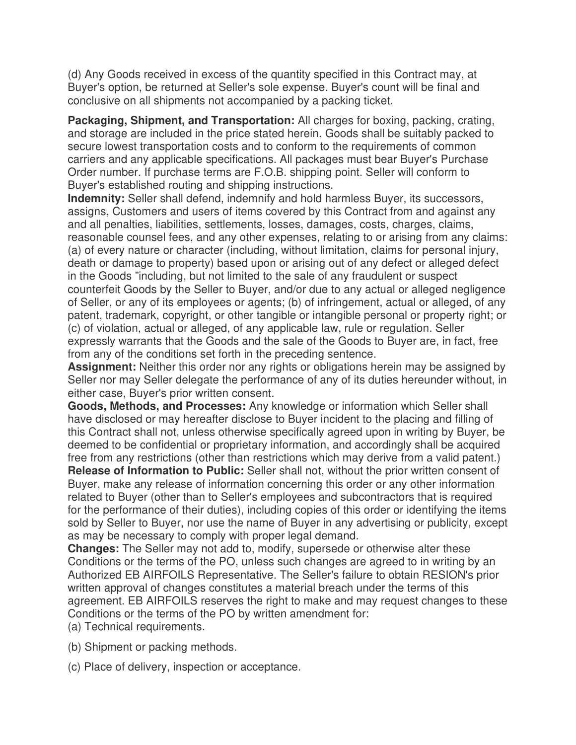(d) Any Goods received in excess of the quantity specified in this Contract may, at Buyer's option, be returned at Seller's sole expense. Buyer's count will be final and conclusive on all shipments not accompanied by a packing ticket.

**Packaging, Shipment, and Transportation:** All charges for boxing, packing, crating, and storage are included in the price stated herein. Goods shall be suitably packed to secure lowest transportation costs and to conform to the requirements of common carriers and any applicable specifications. All packages must bear Buyer's Purchase Order number. If purchase terms are F.O.B. shipping point. Seller will conform to Buyer's established routing and shipping instructions.

**Indemnity:** Seller shall defend, indemnify and hold harmless Buyer, its successors, assigns, Customers and users of items covered by this Contract from and against any and all penalties, liabilities, settlements, losses, damages, costs, charges, claims, reasonable counsel fees, and any other expenses, relating to or arising from any claims: (a) of every nature or character (including, without limitation, claims for personal injury, death or damage to property) based upon or arising out of any defect or alleged defect in the Goods "including, but not limited to the sale of any fraudulent or suspect counterfeit Goods by the Seller to Buyer, and/or due to any actual or alleged negligence of Seller, or any of its employees or agents; (b) of infringement, actual or alleged, of any patent, trademark, copyright, or other tangible or intangible personal or property right; or (c) of violation, actual or alleged, of any applicable law, rule or regulation. Seller expressly warrants that the Goods and the sale of the Goods to Buyer are, in fact, free from any of the conditions set forth in the preceding sentence.

**Assignment:** Neither this order nor any rights or obligations herein may be assigned by Seller nor may Seller delegate the performance of any of its duties hereunder without, in either case, Buyer's prior written consent.

**Goods, Methods, and Processes:** Any knowledge or information which Seller shall have disclosed or may hereafter disclose to Buyer incident to the placing and filling of this Contract shall not, unless otherwise specifically agreed upon in writing by Buyer, be deemed to be confidential or proprietary information, and accordingly shall be acquired free from any restrictions (other than restrictions which may derive from a valid patent.)

**Release of Information to Public:** Seller shall not, without the prior written consent of Buyer, make any release of information concerning this order or any other information related to Buyer (other than to Seller's employees and subcontractors that is required for the performance of their duties), including copies of this order or identifying the items sold by Seller to Buyer, nor use the name of Buyer in any advertising or publicity, except as may be necessary to comply with proper legal demand.

**Changes:** The Seller may not add to, modify, supersede or otherwise alter these Conditions or the terms of the PO, unless such changes are agreed to in writing by an Authorized EB AIRFOILS Representative. The Seller's failure to obtain RESION's prior written approval of changes constitutes a material breach under the terms of this agreement. EB AIRFOILS reserves the right to make and may request changes to these Conditions or the terms of the PO by written amendment for:

(a) Technical requirements.

(b) Shipment or packing methods.

(c) Place of delivery, inspection or acceptance.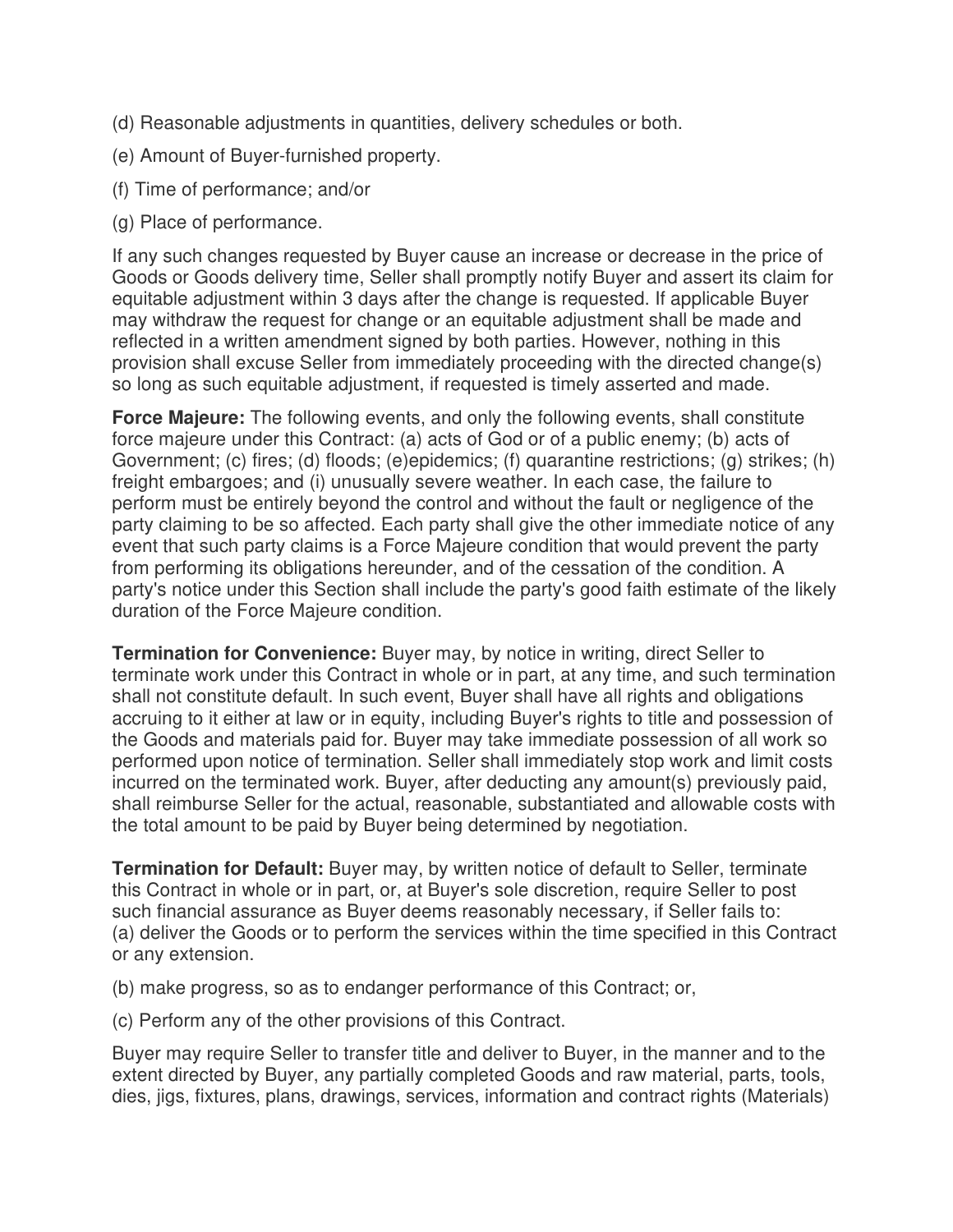(d) Reasonable adjustments in quantities, delivery schedules or both.

(e) Amount of Buyer-furnished property.

(f) Time of performance; and/or

(g) Place of performance.

If any such changes requested by Buyer cause an increase or decrease in the price of Goods or Goods delivery time, Seller shall promptly notify Buyer and assert its claim for equitable adjustment within 3 days after the change is requested. If applicable Buyer may withdraw the request for change or an equitable adjustment shall be made and reflected in a written amendment signed by both parties. However, nothing in this provision shall excuse Seller from immediately proceeding with the directed change(s) so long as such equitable adjustment, if requested is timely asserted and made.

**Force Majeure:** The following events, and only the following events, shall constitute force majeure under this Contract: (a) acts of God or of a public enemy; (b) acts of Government; (c) fires; (d) floods; (e)epidemics; (f) quarantine restrictions; (g) strikes; (h) freight embargoes; and (i) unusually severe weather. In each case, the failure to perform must be entirely beyond the control and without the fault or negligence of the party claiming to be so affected. Each party shall give the other immediate notice of any event that such party claims is a Force Majeure condition that would prevent the party from performing its obligations hereunder, and of the cessation of the condition. A party's notice under this Section shall include the party's good faith estimate of the likely duration of the Force Majeure condition.

**Termination for Convenience:** Buyer may, by notice in writing, direct Seller to terminate work under this Contract in whole or in part, at any time, and such termination shall not constitute default. In such event, Buyer shall have all rights and obligations accruing to it either at law or in equity, including Buyer's rights to title and possession of the Goods and materials paid for. Buyer may take immediate possession of all work so performed upon notice of termination. Seller shall immediately stop work and limit costs incurred on the terminated work. Buyer, after deducting any amount(s) previously paid, shall reimburse Seller for the actual, reasonable, substantiated and allowable costs with the total amount to be paid by Buyer being determined by negotiation.

**Termination for Default:** Buyer may, by written notice of default to Seller, terminate this Contract in whole or in part, or, at Buyer's sole discretion, require Seller to post such financial assurance as Buyer deems reasonably necessary, if Seller fails to:
(a) deliver the Goods or to perform the services within the time specified in this Contract or any extension.

(b) make progress, so as to endanger performance of this Contract; or,

(c) Perform any of the other provisions of this Contract.

Buyer may require Seller to transfer title and deliver to Buyer, in the manner and to the extent directed by Buyer, any partially completed Goods and raw material, parts, tools, dies, jigs, fixtures, plans, drawings, services, information and contract rights (Materials)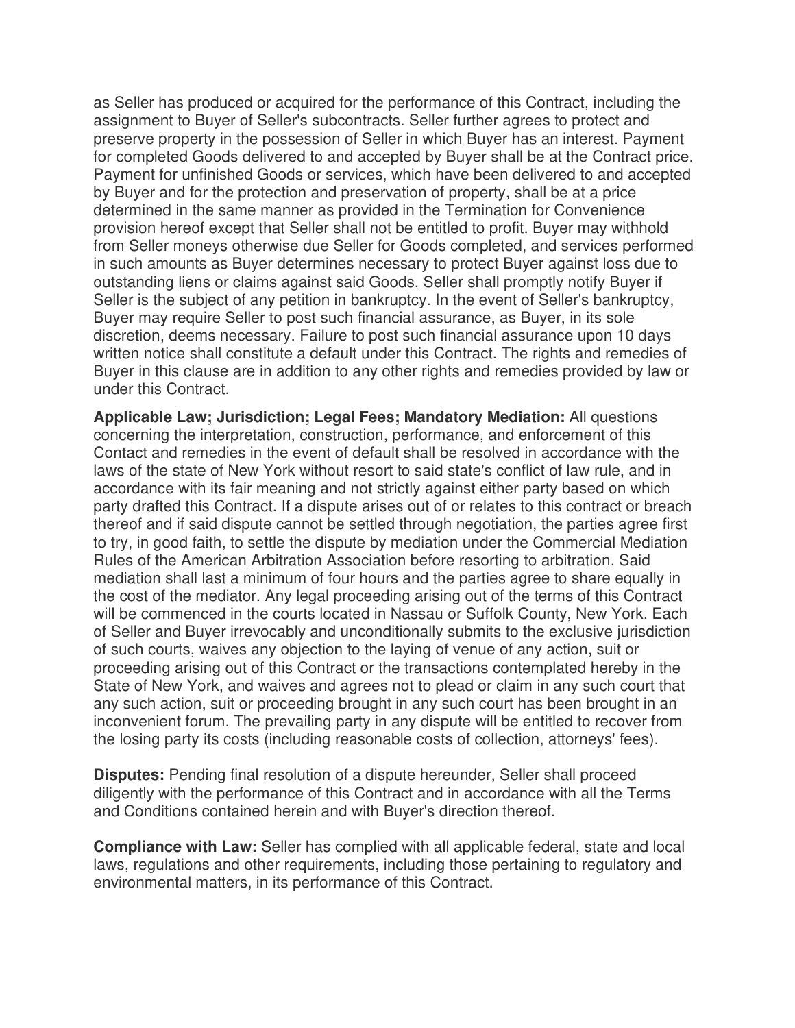as Seller has produced or acquired for the performance of this Contract, including the assignment to Buyer of Seller's subcontracts. Seller further agrees to protect and preserve property in the possession of Seller in which Buyer has an interest. Payment for completed Goods delivered to and accepted by Buyer shall be at the Contract price. Payment for unfinished Goods or services, which have been delivered to and accepted by Buyer and for the protection and preservation of property, shall be at a price determined in the same manner as provided in the Termination for Convenience provision hereof except that Seller shall not be entitled to profit. Buyer may withhold from Seller moneys otherwise due Seller for Goods completed, and services performed in such amounts as Buyer determines necessary to protect Buyer against loss due to outstanding liens or claims against said Goods. Seller shall promptly notify Buyer if Seller is the subject of any petition in bankruptcy. In the event of Seller's bankruptcy, Buyer may require Seller to post such financial assurance, as Buyer, in its sole discretion, deems necessary. Failure to post such financial assurance upon 10 days written notice shall constitute a default under this Contract. The rights and remedies of Buyer in this clause are in addition to any other rights and remedies provided by law or under this Contract.

**Applicable Law; Jurisdiction; Legal Fees; Mandatory Mediation:** All questions concerning the interpretation, construction, performance, and enforcement of this Contact and remedies in the event of default shall be resolved in accordance with the laws of the state of New York without resort to said state's conflict of law rule, and in accordance with its fair meaning and not strictly against either party based on which party drafted this Contract. If a dispute arises out of or relates to this contract or breach thereof and if said dispute cannot be settled through negotiation, the parties agree first to try, in good faith, to settle the dispute by mediation under the Commercial Mediation Rules of the American Arbitration Association before resorting to arbitration. Said mediation shall last a minimum of four hours and the parties agree to share equally in the cost of the mediator. Any legal proceeding arising out of the terms of this Contract will be commenced in the courts located in Nassau or Suffolk County, New York. Each of Seller and Buyer irrevocably and unconditionally submits to the exclusive jurisdiction of such courts, waives any objection to the laying of venue of any action, suit or proceeding arising out of this Contract or the transactions contemplated hereby in the State of New York, and waives and agrees not to plead or claim in any such court that any such action, suit or proceeding brought in any such court has been brought in an inconvenient forum. The prevailing party in any dispute will be entitled to recover from the losing party its costs (including reasonable costs of collection, attorneys' fees).

**Disputes:** Pending final resolution of a dispute hereunder, Seller shall proceed diligently with the performance of this Contract and in accordance with all the Terms and Conditions contained herein and with Buyer's direction thereof.

**Compliance with Law:** Seller has complied with all applicable federal, state and local laws, regulations and other requirements, including those pertaining to regulatory and environmental matters, in its performance of this Contract.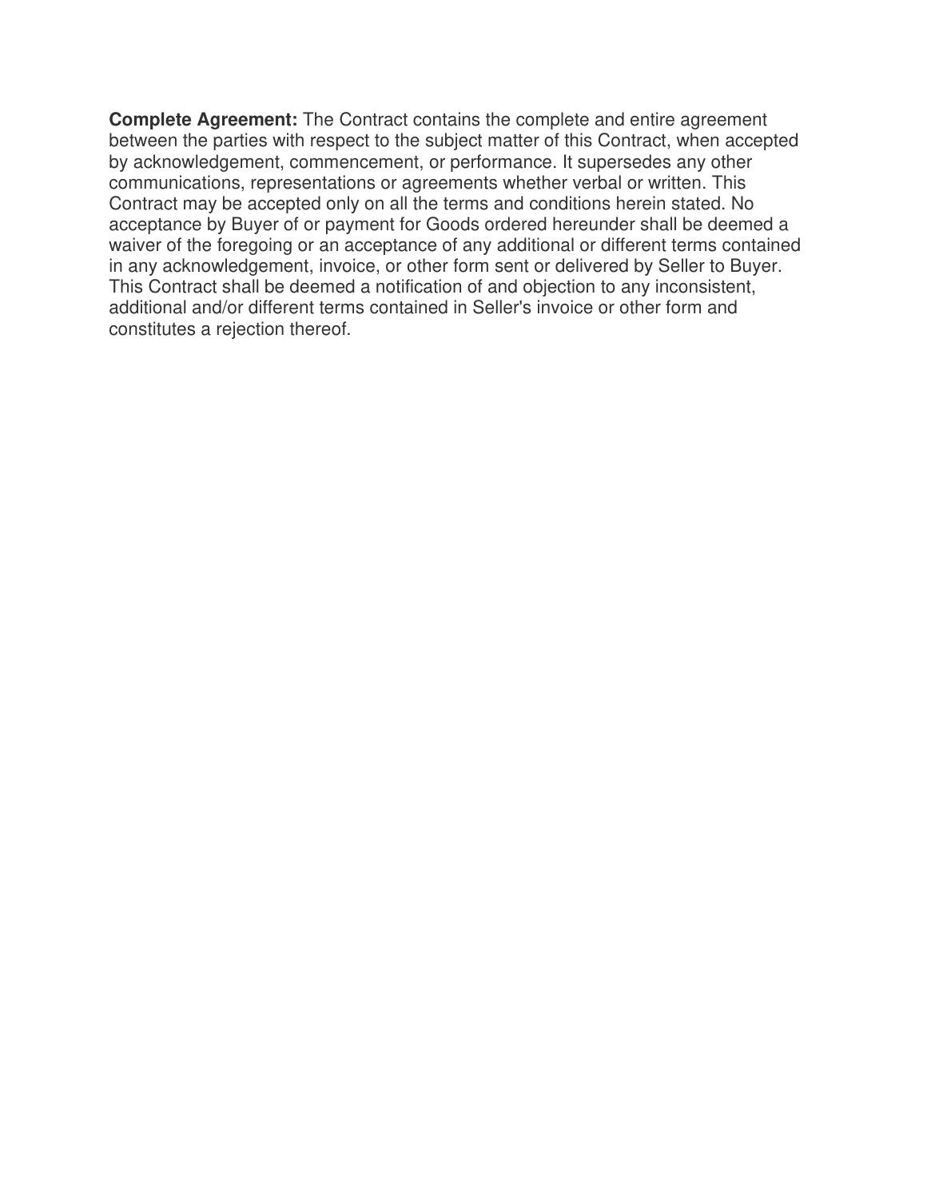**Complete Agreement:** The Contract contains the complete and entire agreement between the parties with respect to the subject matter of this Contract, when accepted by acknowledgement, commencement, or performance. It supersedes any other communications, representations or agreements whether verbal or written. This Contract may be accepted only on all the terms and conditions herein stated. No acceptance by Buyer of or payment for Goods ordered hereunder shall be deemed a waiver of the foregoing or an acceptance of any additional or different terms contained in any acknowledgement, invoice, or other form sent or delivered by Seller to Buyer. This Contract shall be deemed a notification of and objection to any inconsistent, additional and/or different terms contained in Seller's invoice or other form and constitutes a rejection thereof.